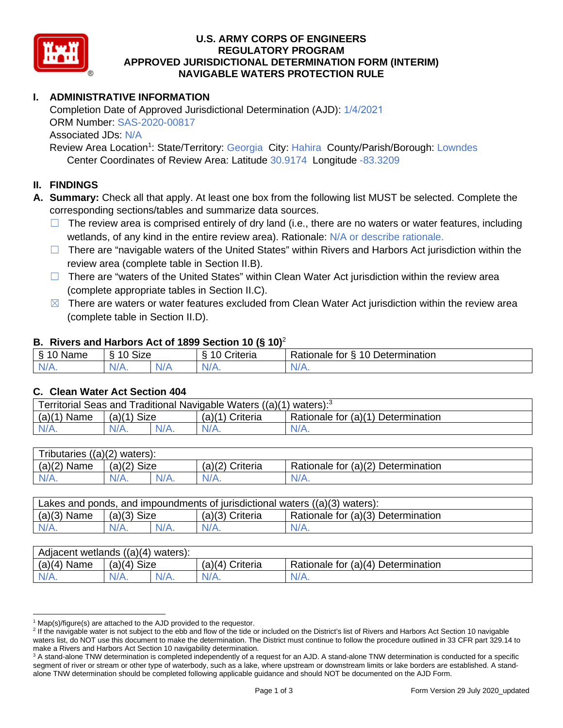# U.S. ARMY CORPS OF ENGINEERS
# REGULATORY PROGRAM
# APPROVED JURISDICTIONAL DETERMINATION FORM (INTERIM)
# NAVIGABLE WATERS PROTECTION RULE

## I. ADMINISTRATIVE INFORMATION

Completion Date of Approved Jurisdictional Determination (AJD): 1/4/2021
ORM Number: SAS-2020-00817
Associated JDs: N/A
Review Area Location[1]: State/Territory: Georgia City: Hahira County/Parish/Borough: Lowndes
Center Coordinates of Review Area: Latitude 30.9174 Longitude -83.3209

## II. FINDINGS

**A. Summary:** Check all that apply. At least one box from the following list MUST be selected. Complete the corresponding sections/tables and summarize data sources.

- ☐ The review area is comprised entirely of dry land (i.e., there are no waters or water features, including wetlands, of any kind in the entire review area). Rationale: N/A or describe rationale.
- ☐ There are "navigable waters of the United States" within Rivers and Harbors Act jurisdiction within the review area (complete table in Section II.B).
- ☐ There are "waters of the United States" within Clean Water Act jurisdiction within the review area (complete appropriate tables in Section II.C).
- ☒ There are waters or water features excluded from Clean Water Act jurisdiction within the review area (complete table in Section II.D).

### B. Rivers and Harbors Act of 1899 Section 10 (§ 10)[2]

| § 10 Name | § 10 Size | | § 10 Criteria | Rationale for § 10 Determination |
|---|---|---|---|---|
| N/A. | N/A. | N/A | N/A. | N/A. |

### C. Clean Water Act Section 404

| Territorial Seas and Traditional Navigable Waters ((a)(1) waters):[3] | | | | |
|---|---|---|---|---|
| (a)(1) Name | (a)(1) Size | | (a)(1) Criteria | Rationale for (a)(1) Determination |
| N/A. | N/A. | N/A. | N/A. | N/A. |

| Tributaries ((a)(2) waters): | | | | |
|---|---|---|---|---|
| (a)(2) Name | (a)(2) Size | | (a)(2) Criteria | Rationale for (a)(2) Determination |
| N/A. | N/A. | N/A. | N/A. | N/A. |

| Lakes and ponds, and impoundments of jurisdictional waters ((a)(3) waters): | | | | |
|---|---|---|---|---|
| (a)(3) Name | (a)(3) Size | | (a)(3) Criteria | Rationale for (a)(3) Determination |
| N/A. | N/A. | N/A. | N/A. | N/A. |

| Adjacent wetlands ((a)(4) waters): | | | | |
|---|---|---|---|---|
| (a)(4) Name | (a)(4) Size | | (a)(4) Criteria | Rationale for (a)(4) Determination |
| N/A. | N/A. | N/A. | N/A. | N/A. |

---

[1] Map(s)/figure(s) are attached to the AJD provided to the requestor.
[2] If the navigable water is not subject to the ebb and flow of the tide or included on the District's list of Rivers and Harbors Act Section 10 navigable waters list, do NOT use this document to make the determination. The District must continue to follow the procedure outlined in 33 CFR part 329.14 to make a Rivers and Harbors Act Section 10 navigability determination.
[3] A stand-alone TNW determination is completed independently of a request for an AJD. A stand-alone TNW determination is conducted for a specific segment of river or stream or other type of waterbody, such as a lake, where upstream or downstream limits or lake borders are established. A stand-alone TNW determination should be completed following applicable guidance and should NOT be documented on the AJD Form.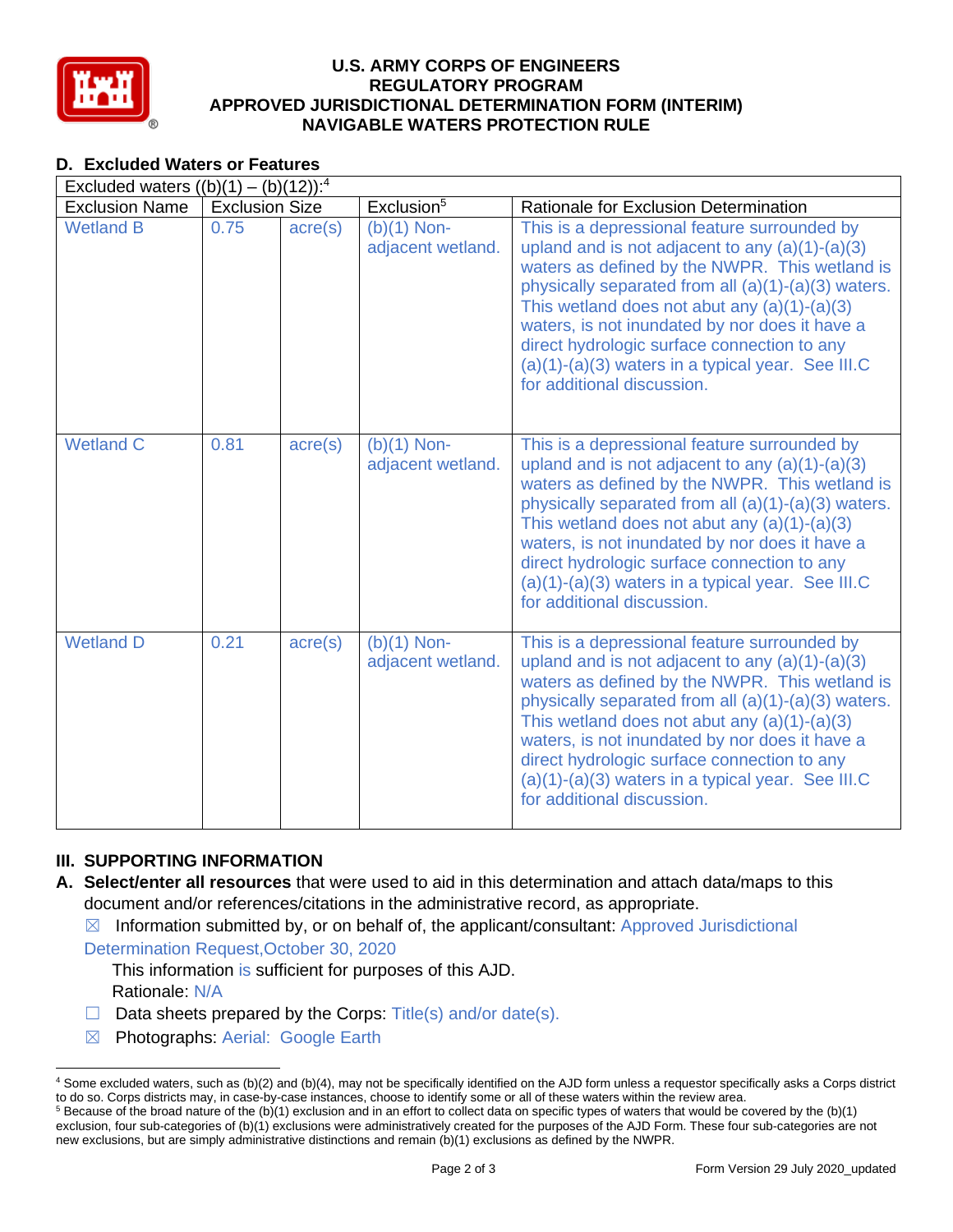# U.S. ARMY CORPS OF ENGINEERS
# REGULATORY PROGRAM
# APPROVED JURISDICTIONAL DETERMINATION FORM (INTERIM)
# NAVIGABLE WATERS PROTECTION RULE

## D. Excluded Waters or Features

| Excluded waters ((b)(1) – (b)(12)):[4] | | | | |
|---|---|---|---|---|
| Exclusion Name | Exclusion Size | | Exclusion[5] | Rationale for Exclusion Determination |
| Wetland B | 0.75 | acre(s) | (b)(1) Non-adjacent wetland. | This is a depressional feature surrounded by upland and is not adjacent to any (a)(1)-(a)(3) waters as defined by the NWPR. This wetland is physically separated from all (a)(1)-(a)(3) waters. This wetland does not abut any (a)(1)-(a)(3) waters, is not inundated by nor does it have a direct hydrologic surface connection to any (a)(1)-(a)(3) waters in a typical year. See III.C for additional discussion. |
| Wetland C | 0.81 | acre(s) | (b)(1) Non-adjacent wetland. | This is a depressional feature surrounded by upland and is not adjacent to any (a)(1)-(a)(3) waters as defined by the NWPR. This wetland is physically separated from all (a)(1)-(a)(3) waters. This wetland does not abut any (a)(1)-(a)(3) waters, is not inundated by nor does it have a direct hydrologic surface connection to any (a)(1)-(a)(3) waters in a typical year. See III.C for additional discussion. |
| Wetland D | 0.21 | acre(s) | (b)(1) Non-adjacent wetland. | This is a depressional feature surrounded by upland and is not adjacent to any (a)(1)-(a)(3) waters as defined by the NWPR. This wetland is physically separated from all (a)(1)-(a)(3) waters. This wetland does not abut any (a)(1)-(a)(3) waters, is not inundated by nor does it have a direct hydrologic surface connection to any (a)(1)-(a)(3) waters in a typical year. See III.C for additional discussion. |

## III. SUPPORTING INFORMATION

**A. Select/enter all resources** that were used to aid in this determination and attach data/maps to this document and/or references/citations in the administrative record, as appropriate.

☒ Information submitted by, or on behalf of, the applicant/consultant: Approved Jurisdictional Determination Request,October 30, 2020

This information is sufficient for purposes of this AJD.
Rationale: N/A

☐ Data sheets prepared by the Corps: Title(s) and/or date(s).

☒ Photographs: Aerial: Google Earth

---

[4] Some excluded waters, such as (b)(2) and (b)(4), may not be specifically identified on the AJD form unless a requestor specifically asks a Corps district to do so. Corps districts may, in case-by-case instances, choose to identify some or all of these waters within the review area.

[5] Because of the broad nature of the (b)(1) exclusion and in an effort to collect data on specific types of waters that would be covered by the (b)(1) exclusion, four sub-categories of (b)(1) exclusions were administratively created for the purposes of the AJD Form. These four sub-categories are not new exclusions, but are simply administrative distinctions and remain (b)(1) exclusions as defined by the NWPR.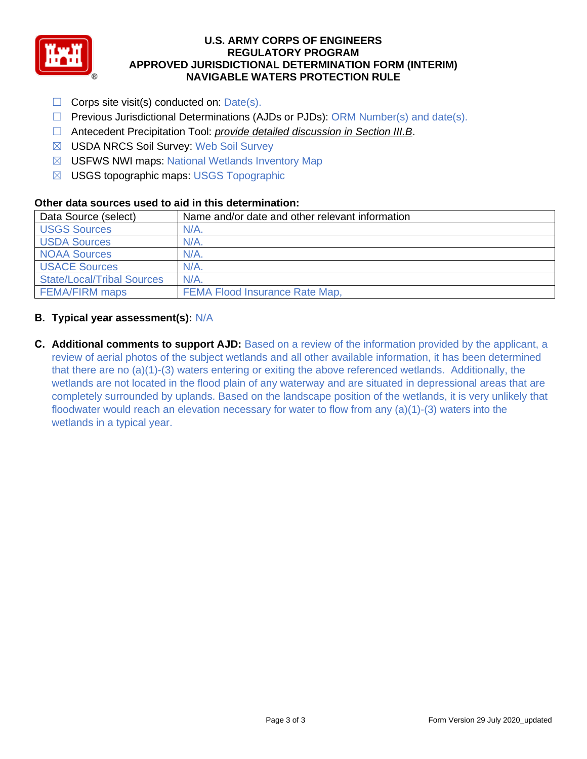# U.S. ARMY CORPS OF ENGINEERS
## REGULATORY PROGRAM
## APPROVED JURISDICTIONAL DETERMINATION FORM (INTERIM)
## NAVIGABLE WATERS PROTECTION RULE

- ☐ Corps site visit(s) conducted on: Date(s).
- ☐ Previous Jurisdictional Determinations (AJDs or PJDs): ORM Number(s) and date(s).
- ☐ Antecedent Precipitation Tool: *provide detailed discussion in Section III.B*.
- ☒ USDA NRCS Soil Survey: Web Soil Survey
- ☒ USFWS NWI maps: National Wetlands Inventory Map
- ☒ USGS topographic maps: USGS Topographic

**Other data sources used to aid in this determination:**

| Data Source (select) | Name and/or date and other relevant information |
|---|---|
| USGS Sources | N/A. |
| USDA Sources | N/A. |
| NOAA Sources | N/A. |
| USACE Sources | N/A. |
| State/Local/Tribal Sources | N/A. |
| FEMA/FIRM maps | FEMA Flood Insurance Rate Map, |

**B. Typical year assessment(s):** N/A

**C. Additional comments to support AJD:** Based on a review of the information provided by the applicant, a review of aerial photos of the subject wetlands and all other available information, it has been determined that there are no (a)(1)-(3) waters entering or exiting the above referenced wetlands. Additionally, the wetlands are not located in the flood plain of any waterway and are situated in depressional areas that are completely surrounded by uplands. Based on the landscape position of the wetlands, it is very unlikely that floodwater would reach an elevation necessary for water to flow from any (a)(1)-(3) waters into the wetlands in a typical year.